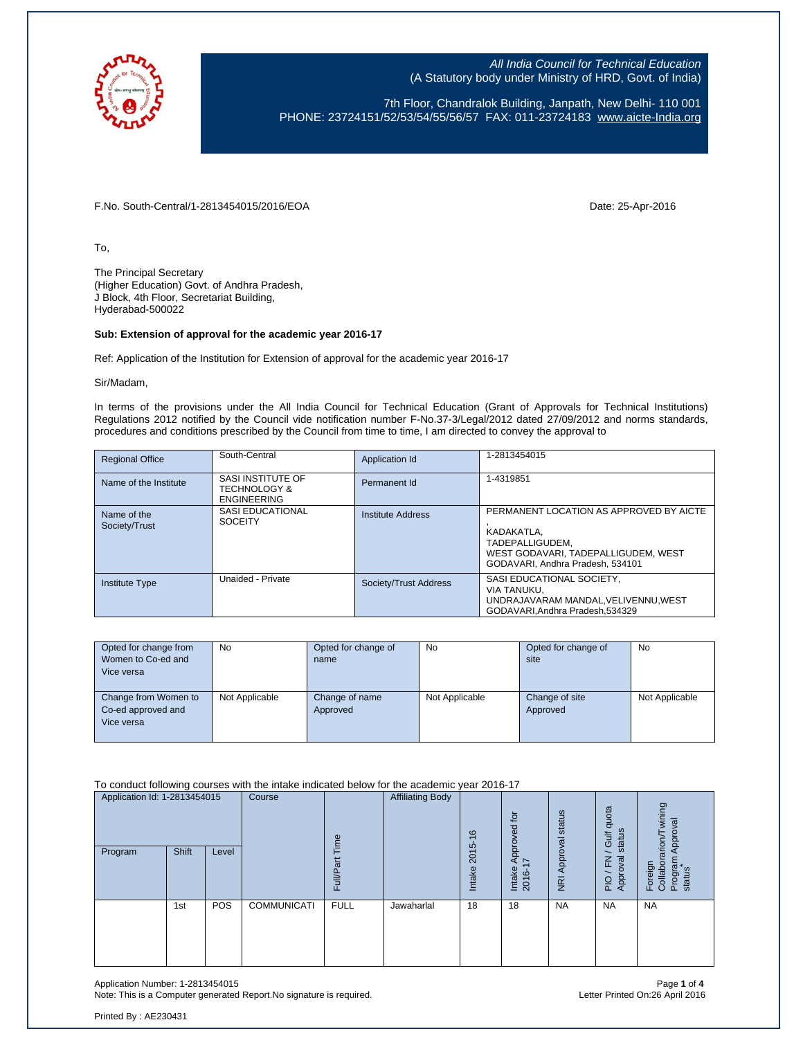All India Council for Technical Education
(A Statutory body under Ministry of HRD, Govt. of India)

7th Floor, Chandralok Building, Janpath, New Delhi- 110 001
PHONE: 23724151/52/53/54/55/56/57 FAX: 011-23724183 www.aicte-India.org

F.No. South-Central/1-2813454015/2016/EOA

Date: 25-Apr-2016

To,

The Principal Secretary
(Higher Education) Govt. of Andhra Pradesh,
J Block, 4th Floor, Secretariat Building,
Hyderabad-500022

**Sub: Extension of approval for the academic year 2016-17**

Ref: Application of the Institution for Extension of approval for the academic year 2016-17

Sir/Madam,

In terms of the provisions under the All India Council for Technical Education (Grant of Approvals for Technical Institutions) Regulations 2012 notified by the Council vide notification number F-No.37-3/Legal/2012 dated 27/09/2012 and norms standards, procedures and conditions prescribed by the Council from time to time, I am directed to convey the approval to

| Regional Office | South-Central | Application Id | 1-2813454015 |
|---|---|---|---|
| Name of the Institute | SASI INSTITUTE OF TECHNOLOGY & ENGINEERING | Permanent Id | 1-4319851 |
| Name of the Society/Trust | SASI EDUCATIONAL SOCEITY | Institute Address | PERMANENT LOCATION AS APPROVED BY AICTE , KADAKATLA, TADEPALLIGUDEM, WEST GODAVARI, TADEPALLIGUDEM, WEST GODAVARI, Andhra Pradesh, 534101 |
| Institute Type | Unaided - Private | Society/Trust Address | SASI EDUCATIONAL SOCIETY, VIA TANUKU, UNDRAJAVARAM MANDAL,VELIVENNU,WEST GODAVARI,Andhra Pradesh,534329 |

| Opted for change from Women to Co-ed and Vice versa | No | Opted for change of name | No | Opted for change of site | No |
|---|---|---|---|---|---|
| Change from Women to Co-ed approved and Vice versa | Not Applicable | Change of name Approved | Not Applicable | Change of site Approved | Not Applicable |

To conduct following courses with the intake indicated below for the academic year 2016-17

| Application Id: 1-2813454015 | | | Course | Full/Part Time | Affiliating Body | Intake 2015-16 | Intake Approved for 2016-17 | NRI Approval status | PIO / FN / Gulf quota Approval status | Foreign Collaboration/Twining Program Approval status* |
|---|---|---|---|---|---|---|---|---|---|---|
| Program | Shift | Level | | | | | | | | |
| | 1st | POS | COMMUNICATI | FULL | Jawaharlal | 18 | 18 | NA | NA | NA |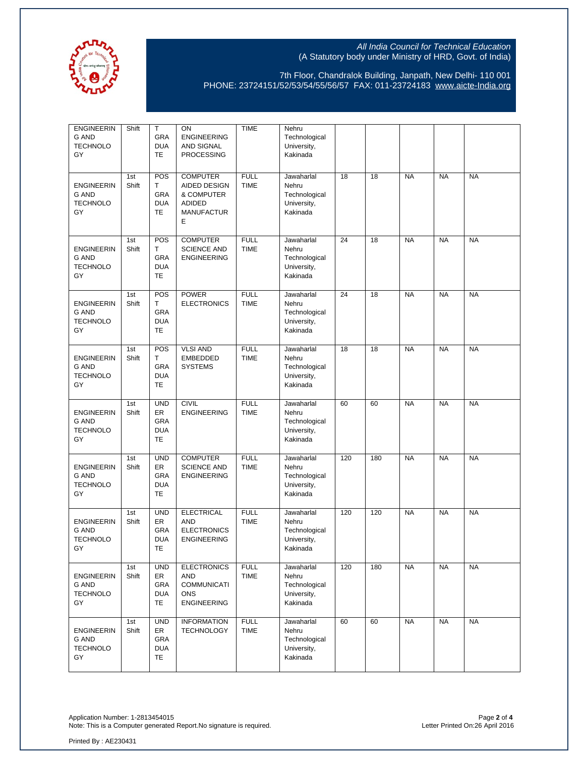| | | | | | | | | | | |
|---|---|---|---|---|---|---|---|---|---|---|
| ENGINEERING AND TECHNOLOGY | Shift | T GRADUATE | ON ENGINEERING AND SIGNAL PROCESSING | TIME | Nehru Technological University, Kakinada | | | | | |
| ENGINEERING AND TECHNOLOGY | 1st Shift | POST GRADUATE | COMPUTER AIDED DESIGN & COMPUTER ADIDED MANUFACTURE | FULL TIME | Jawaharlal Nehru Technological University, Kakinada | 18 | 18 | NA | NA | NA |
| ENGINEERING AND TECHNOLOGY | 1st Shift | POST GRADUATE | COMPUTER SCIENCE AND ENGINEERING | FULL TIME | Jawaharlal Nehru Technological University, Kakinada | 24 | 18 | NA | NA | NA |
| ENGINEERING AND TECHNOLOGY | 1st Shift | POST GRADUATE | POWER ELECTRONICS | FULL TIME | Jawaharlal Nehru Technological University, Kakinada | 24 | 18 | NA | NA | NA |
| ENGINEERING AND TECHNOLOGY | 1st Shift | POST GRADUATE | VLSI AND EMBEDDED SYSTEMS | FULL TIME | Jawaharlal Nehru Technological University, Kakinada | 18 | 18 | NA | NA | NA |
| ENGINEERING AND TECHNOLOGY | 1st Shift | UNDER GRADUATE | CIVIL ENGINEERING | FULL TIME | Jawaharlal Nehru Technological University, Kakinada | 60 | 60 | NA | NA | NA |
| ENGINEERING AND TECHNOLOGY | 1st Shift | UNDER GRADUATE | COMPUTER SCIENCE AND ENGINEERING | FULL TIME | Jawaharlal Nehru Technological University, Kakinada | 120 | 180 | NA | NA | NA |
| ENGINEERING AND TECHNOLOGY | 1st Shift | UNDER GRADUATE | ELECTRICAL AND ELECTRONICS ENGINEERING | FULL TIME | Jawaharlal Nehru Technological University, Kakinada | 120 | 120 | NA | NA | NA |
| ENGINEERING AND TECHNOLOGY | 1st Shift | UNDER GRADUATE | ELECTRONICS AND COMMUNICATIONS ENGINEERING | FULL TIME | Jawaharlal Nehru Technological University, Kakinada | 120 | 180 | NA | NA | NA |
| ENGINEERING AND TECHNOLOGY | 1st Shift | UNDER GRADUATE | INFORMATION TECHNOLOGY | FULL TIME | Jawaharlal Nehru Technological University, Kakinada | 60 | 60 | NA | NA | NA |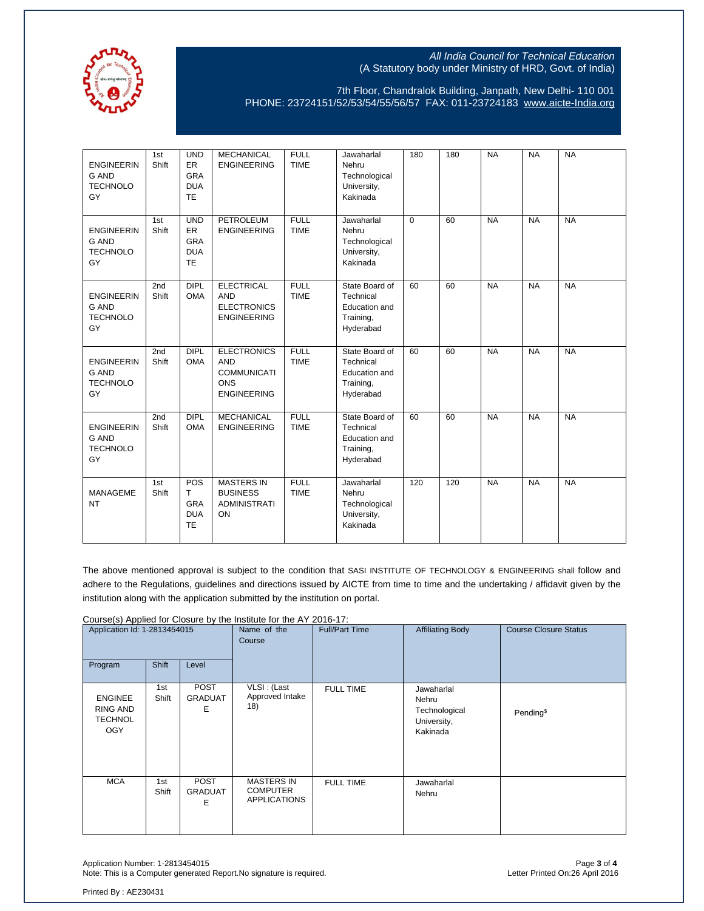| ENGINEERING AND TECHNOLOGY | 1st Shift | UNDER GRADUATE | MECHANICAL ENGINEERING | FULL TIME | Jawaharlal Nehru Technological University, Kakinada | 180 | 180 | NA | NA | NA |
|---|---|---|---|---|---|---|---|---|---|---|
| ENGINEERING AND TECHNOLOGY | 1st Shift | UNDER GRADUATE | PETROLEUM ENGINEERING | FULL TIME | Jawaharlal Nehru Technological University, Kakinada | 0 | 60 | NA | NA | NA |
| ENGINEERING AND TECHNOLOGY | 2nd Shift | DIPLOMA | ELECTRICAL AND ELECTRONICS ENGINEERING | FULL TIME | State Board of Technical Education and Training, Hyderabad | 60 | 60 | NA | NA | NA |
| ENGINEERING AND TECHNOLOGY | 2nd Shift | DIPLOMA | ELECTRONICS AND COMMUNICATIONS ENGINEERING | FULL TIME | State Board of Technical Education and Training, Hyderabad | 60 | 60 | NA | NA | NA |
| ENGINEERING AND TECHNOLOGY | 2nd Shift | DIPLOMA | MECHANICAL ENGINEERING | FULL TIME | State Board of Technical Education and Training, Hyderabad | 60 | 60 | NA | NA | NA |
| MANAGEMENT | 1st Shift | POST GRADUATE | MASTERS IN BUSINESS ADMINISTRATION | FULL TIME | Jawaharlal Nehru Technological University, Kakinada | 120 | 120 | NA | NA | NA |

The above mentioned approval is subject to the condition that SASI INSTITUTE OF TECHNOLOGY & ENGINEERING shall follow and adhere to the Regulations, guidelines and directions issued by AICTE from time to time and the undertaking / affidavit given by the institution along with the application submitted by the institution on portal.

Course(s) Applied for Closure by the Institute for the AY 2016-17:

| Application Id: 1-2813454015 | | | Name of the Course | Full/Part Time | Affiliating Body | Course Closure Status |
|---|---|---|---|---|---|---|
| Program | Shift | Level | | | | |
| ENGINEERING AND TECHNOLOGY | 1st Shift | POST GRADUATE | VLSI : (Last Approved Intake 18) | FULL TIME | Jawaharlal Nehru Technological University, Kakinada | Pending[$] |
| MCA | 1st Shift | POST GRADUATE | MASTERS IN COMPUTER APPLICATIONS | FULL TIME | Jawaharlal Nehru | |

Application Number: 1-2813454015
Note: This is a Computer generated Report.No signature is required.
Letter Printed On:26 April 2016

Printed By : AE230431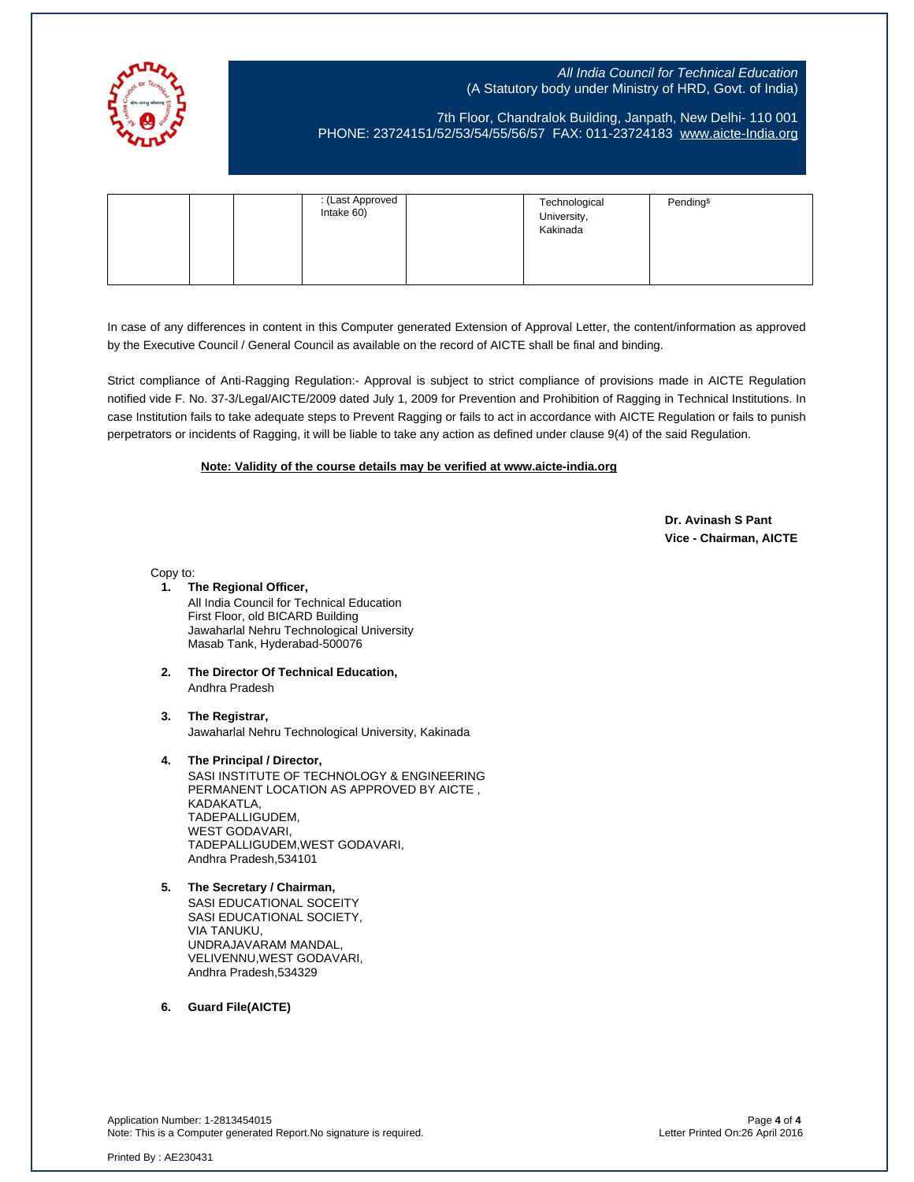| | | | | | | |
|---|---|---|---|---|---|---|
| | | | : (Last Approved Intake 60) | | Technological University, Kakinada | Pending$ |

In case of any differences in content in this Computer generated Extension of Approval Letter, the content/information as approved by the Executive Council / General Council as available on the record of AICTE shall be final and binding.

Strict compliance of Anti-Ragging Regulation:- Approval is subject to strict compliance of provisions made in AICTE Regulation notified vide F. No. 37-3/Legal/AICTE/2009 dated July 1, 2009 for Prevention and Prohibition of Ragging in Technical Institutions. In case Institution fails to take adequate steps to Prevent Ragging or fails to act in accordance with AICTE Regulation or fails to punish perpetrators or incidents of Ragging, it will be liable to take any action as defined under clause 9(4) of the said Regulation.

**Note: Validity of the course details may be verified at www.aicte-india.org**

**Dr. Avinash S Pant**
**Vice - Chairman, AICTE**

Copy to:

1. **The Regional Officer,**
   All India Council for Technical Education
   First Floor, old BICARD Building
   Jawaharlal Nehru Technological University
   Masab Tank, Hyderabad-500076

2. **The Director Of Technical Education,**
   Andhra Pradesh

3. **The Registrar,**
   Jawaharlal Nehru Technological University, Kakinada

4. **The Principal / Director,**
   SASI INSTITUTE OF TECHNOLOGY & ENGINEERING
   PERMANENT LOCATION AS APPROVED BY AICTE ,
   KADAKATLA,
   TADEPALLIGUDEM,
   WEST GODAVARI,
   TADEPALLIGUDEM,WEST GODAVARI,
   Andhra Pradesh,534101

5. **The Secretary / Chairman,**
   SASI EDUCATIONAL SOCEITY
   SASI EDUCATIONAL SOCIETY,
   VIA TANUKU,
   UNDRAJAVARAM MANDAL,
   VELIVENNU,WEST GODAVARI,
   Andhra Pradesh,534329

6. **Guard File(AICTE)**

Application Number: 1-2813454015
Note: This is a Computer generated Report.No signature is required.

Letter Printed On:26 April 2016

Printed By : AE230431